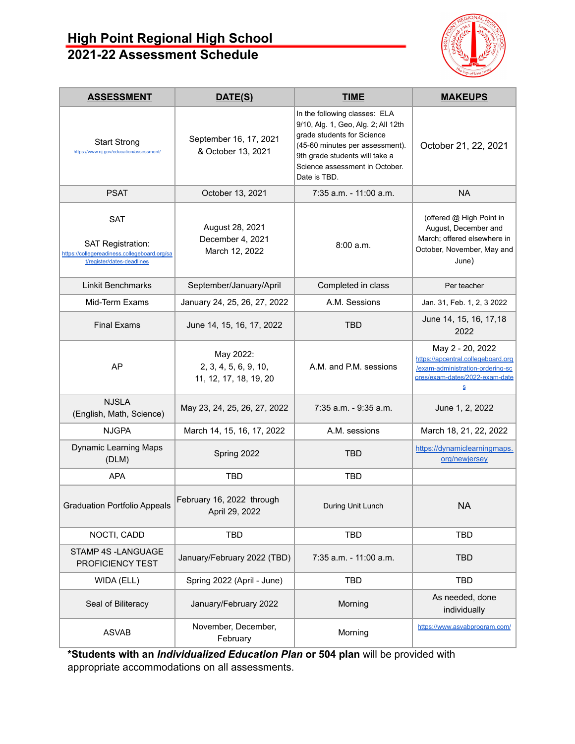# High Point Regional High School
## 2021-22 Assessment Schedule

| ASSESSMENT | DATE(S) | TIME | MAKEUPS |
|---|---|---|---|
| Start Strong https://www.nj.gov/education/assessment/ | September 16, 17, 2021 & October 13, 2021 | In the following classes: ELA 9/10, Alg. 1, Geo, Alg. 2; All 12th grade students for Science (45-60 minutes per assessment). 9th grade students will take a Science assessment in October. Date is TBD. | October 21, 22, 2021 |
| PSAT | October 13, 2021 | 7:35 a.m. - 11:00 a.m. | NA |
| SAT<br><br>SAT Registration: https://collegereadiness.collegeboard.org/sat/register/dates-deadlines | August 28, 2021<br>December 4, 2021<br>March 12, 2022 | 8:00 a.m. | (offered @ High Point in August, December and March; offered elsewhere in October, November, May and June) |
| Linkit Benchmarks | September/January/April | Completed in class | Per teacher |
| Mid-Term Exams | January 24, 25, 26, 27, 2022 | A.M. Sessions | Jan. 31, Feb. 1, 2, 3 2022 |
| Final Exams | June 14, 15, 16, 17, 2022 | TBD | June 14, 15, 16, 17,18 2022 |
| AP | May 2022:<br>2, 3, 4, 5, 6, 9, 10,<br>11, 12, 17, 18, 19, 20 | A.M. and P.M. sessions | May 2 - 20, 2022<br>https://apcentral.collegeboard.org/exam-administration-ordering-scores/exam-dates/2022-exam-dates |
| NJSLA (English, Math, Science) | May 23, 24, 25, 26, 27, 2022 | 7:35 a.m. - 9:35 a.m. | June 1, 2, 2022 |
| NJGPA | March 14, 15, 16, 17, 2022 | A.M. sessions | March 18, 21, 22, 2022 |
| Dynamic Learning Maps (DLM) | Spring 2022 | TBD | https://dynamiclearningmaps.org/newjersey |
| APA | TBD | TBD | |
| Graduation Portfolio Appeals | February 16, 2022 through April 29, 2022 | During Unit Lunch | NA |
| NOCTI, CADD | TBD | TBD | TBD |
| STAMP 4S -LANGUAGE PROFICIENCY TEST | January/February 2022 (TBD) | 7:35 a.m. - 11:00 a.m. | TBD |
| WIDA (ELL) | Spring 2022 (April - June) | TBD | TBD |
| Seal of Biliteracy | January/February 2022 | Morning | As needed, done individually |
| ASVAB | November, December, February | Morning | https://www.asvabprogram.com/ |

***Students with an *Individualized Education Plan* or 504 plan** will be provided with appropriate accommodations on all assessments.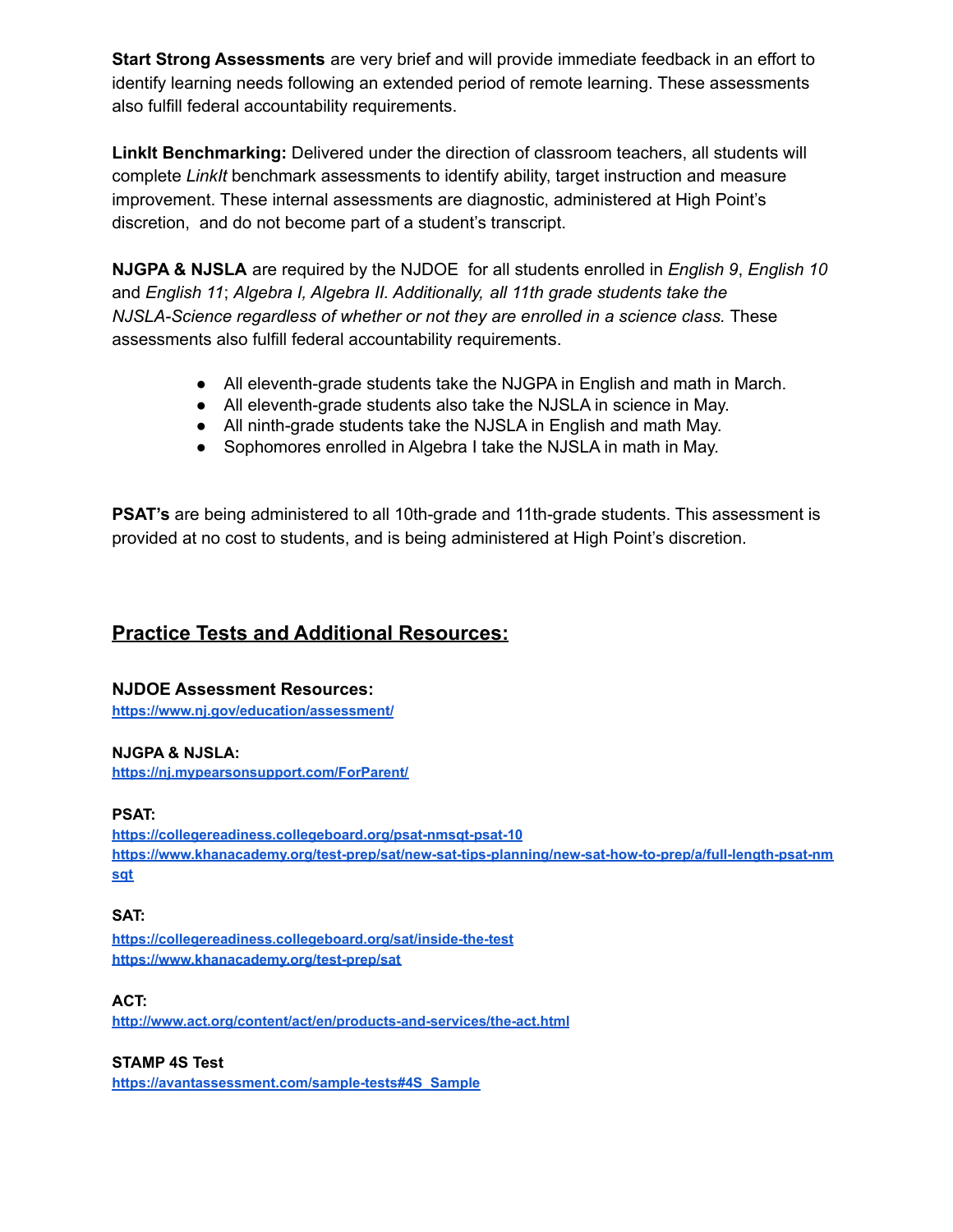**Start Strong Assessments** are very brief and will provide immediate feedback in an effort to identify learning needs following an extended period of remote learning. These assessments also fulfill federal accountability requirements.

**LinkIt Benchmarking:** Delivered under the direction of classroom teachers, all students will complete *LinkIt* benchmark assessments to identify ability, target instruction and measure improvement. These internal assessments are diagnostic, administered at High Point's discretion, and do not become part of a student's transcript.

**NJGPA & NJSLA** are required by the NJDOE for all students enrolled in *English 9*, *English 10* and *English 11*; *Algebra I, Algebra II. Additionally, all 11th grade students take the NJSLA-Science regardless of whether or not they are enrolled in a science class.* These assessments also fulfill federal accountability requirements.

- All eleventh-grade students take the NJGPA in English and math in March.
- All eleventh-grade students also take the NJSLA in science in May.
- All ninth-grade students take the NJSLA in English and math May.
- Sophomores enrolled in Algebra I take the NJSLA in math in May.

**PSAT's** are being administered to all 10th-grade and 11th-grade students. This assessment is provided at no cost to students, and is being administered at High Point's discretion.

## Practice Tests and Additional Resources:

**NJDOE Assessment Resources:**
https://www.nj.gov/education/assessment/

**NJGPA & NJSLA:**
https://nj.mypearsonsupport.com/ForParent/

**PSAT:**
https://collegereadiness.collegeboard.org/psat-nmsqt-psat-10
https://www.khanacademy.org/test-prep/sat/new-sat-tips-planning/new-sat-how-to-prep/a/full-length-psat-nmsqt

**SAT:**
https://collegereadiness.collegeboard.org/sat/inside-the-test
https://www.khanacademy.org/test-prep/sat

**ACT:**
http://www.act.org/content/act/en/products-and-services/the-act.html

**STAMP 4S Test**
https://avantassessment.com/sample-tests#4S_Sample